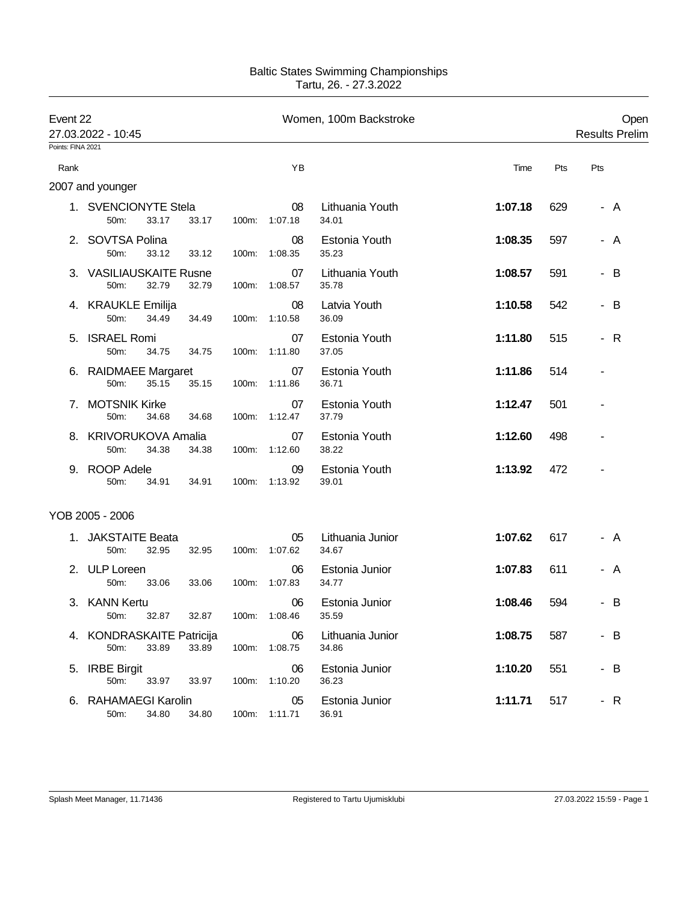Baltic States Swimming Championships
Tartu, 26. - 27.3.2022

Event 22 — Women, 100m Backstroke — Open
27.03.2022 - 10:45 — Results Prelim

Points: FINA 2021

### 2007 and younger

| Rank | Name | YB | Club | Time | Pts | Pts |
|---|---|---|---|---|---|---|
| 1. | SVENCIONYTE Stela | 08 | Lithuania Youth | **1:07.18** | 629 | - A |
| | 50m: 33.17 33.17 100m: 1:07.18 34.01 | | | | | |
| 2. | SOVTSA Polina | 08 | Estonia Youth | **1:08.35** | 597 | - A |
| | 50m: 33.12 33.12 100m: 1:08.35 35.23 | | | | | |
| 3. | VASILIAUSKAITE Rusne | 07 | Lithuania Youth | **1:08.57** | 591 | - B |
| | 50m: 32.79 32.79 100m: 1:08.57 35.78 | | | | | |
| 4. | KRAUKLE Emilija | 08 | Latvia Youth | **1:10.58** | 542 | - B |
| | 50m: 34.49 34.49 100m: 1:10.58 36.09 | | | | | |
| 5. | ISRAEL Romi | 07 | Estonia Youth | **1:11.80** | 515 | - R |
| | 50m: 34.75 34.75 100m: 1:11.80 37.05 | | | | | |
| 6. | RAIDMAEE Margaret | 07 | Estonia Youth | **1:11.86** | 514 | - |
| | 50m: 35.15 35.15 100m: 1:11.86 36.71 | | | | | |
| 7. | MOTSNIK Kirke | 07 | Estonia Youth | **1:12.47** | 501 | - |
| | 50m: 34.68 34.68 100m: 1:12.47 37.79 | | | | | |
| 8. | KRIVORUKOVA Amalia | 07 | Estonia Youth | **1:12.60** | 498 | - |
| | 50m: 34.38 34.38 100m: 1:12.60 38.22 | | | | | |
| 9. | ROOP Adele | 09 | Estonia Youth | **1:13.92** | 472 | - |
| | 50m: 34.91 34.91 100m: 1:13.92 39.01 | | | | | |

### YOB 2005 - 2006

| Rank | Name | YB | Club | Time | Pts | Pts |
|---|---|---|---|---|---|---|
| 1. | JAKSTAITE Beata | 05 | Lithuania Junior | **1:07.62** | 617 | - A |
| | 50m: 32.95 32.95 100m: 1:07.62 34.67 | | | | | |
| 2. | ULP Loreen | 06 | Estonia Junior | **1:07.83** | 611 | - A |
| | 50m: 33.06 33.06 100m: 1:07.83 34.77 | | | | | |
| 3. | KANN Kertu | 06 | Estonia Junior | **1:08.46** | 594 | - B |
| | 50m: 32.87 32.87 100m: 1:08.46 35.59 | | | | | |
| 4. | KONDRASKAITE Patricija | 06 | Lithuania Junior | **1:08.75** | 587 | - B |
| | 50m: 33.89 33.89 100m: 1:08.75 34.86 | | | | | |
| 5. | IRBE Birgit | 06 | Estonia Junior | **1:10.20** | 551 | - B |
| | 50m: 33.97 33.97 100m: 1:10.20 36.23 | | | | | |
| 6. | RAHAMAEGI Karolin | 05 | Estonia Junior | **1:11.71** | 517 | - R |
| | 50m: 34.80 34.80 100m: 1:11.71 36.91 | | | | | |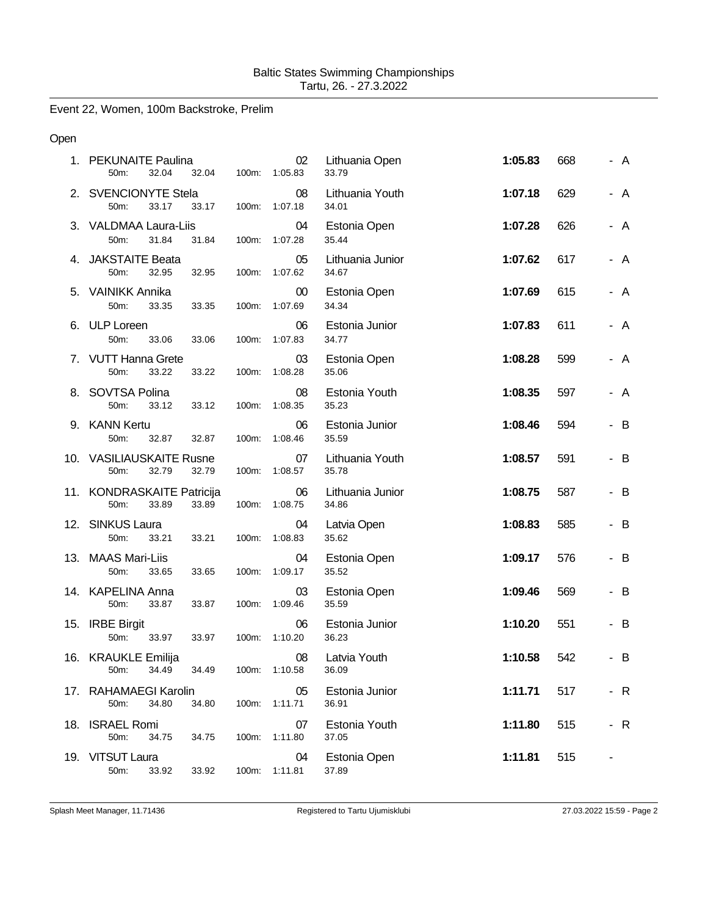Baltic States Swimming Championships
Tartu, 26. - 27.3.2022

## Event 22, Women, 100m Backstroke, Prelim

### Open

| Place | Name | YB | Team | Time | Points | Qual |
|---|---|---|---|---|---|---|
| 1. | PEKUNAITE Paulina | 02 | Lithuania Open | **1:05.83** | 668 | - A |
| | 50m: 32.04 32.04 100m: 1:05.83 33.79 | | | | | |
| 2. | SVENCIONYTE Stela | 08 | Lithuania Youth | **1:07.18** | 629 | - A |
| | 50m: 33.17 33.17 100m: 1:07.18 34.01 | | | | | |
| 3. | VALDMAA Laura-Liis | 04 | Estonia Open | **1:07.28** | 626 | - A |
| | 50m: 31.84 31.84 100m: 1:07.28 35.44 | | | | | |
| 4. | JAKSTAITE Beata | 05 | Lithuania Junior | **1:07.62** | 617 | - A |
| | 50m: 32.95 32.95 100m: 1:07.62 34.67 | | | | | |
| 5. | VAINIKK Annika | 00 | Estonia Open | **1:07.69** | 615 | - A |
| | 50m: 33.35 33.35 100m: 1:07.69 34.34 | | | | | |
| 6. | ULP Loreen | 06 | Estonia Junior | **1:07.83** | 611 | - A |
| | 50m: 33.06 33.06 100m: 1:07.83 34.77 | | | | | |
| 7. | VUTT Hanna Grete | 03 | Estonia Open | **1:08.28** | 599 | - A |
| | 50m: 33.22 33.22 100m: 1:08.28 35.06 | | | | | |
| 8. | SOVTSA Polina | 08 | Estonia Youth | **1:08.35** | 597 | - A |
| | 50m: 33.12 33.12 100m: 1:08.35 35.23 | | | | | |
| 9. | KANN Kertu | 06 | Estonia Junior | **1:08.46** | 594 | - B |
| | 50m: 32.87 32.87 100m: 1:08.46 35.59 | | | | | |
| 10. | VASILIAUSKAITE Rusne | 07 | Lithuania Youth | **1:08.57** | 591 | - B |
| | 50m: 32.79 32.79 100m: 1:08.57 35.78 | | | | | |
| 11. | KONDRASKAITE Patricija | 06 | Lithuania Junior | **1:08.75** | 587 | - B |
| | 50m: 33.89 33.89 100m: 1:08.75 34.86 | | | | | |
| 12. | SINKUS Laura | 04 | Latvia Open | **1:08.83** | 585 | - B |
| | 50m: 33.21 33.21 100m: 1:08.83 35.62 | | | | | |
| 13. | MAAS Mari-Liis | 04 | Estonia Open | **1:09.17** | 576 | - B |
| | 50m: 33.65 33.65 100m: 1:09.17 35.52 | | | | | |
| 14. | KAPELINA Anna | 03 | Estonia Open | **1:09.46** | 569 | - B |
| | 50m: 33.87 33.87 100m: 1:09.46 35.59 | | | | | |
| 15. | IRBE Birgit | 06 | Estonia Junior | **1:10.20** | 551 | - B |
| | 50m: 33.97 33.97 100m: 1:10.20 36.23 | | | | | |
| 16. | KRAUKLE Emilija | 08 | Latvia Youth | **1:10.58** | 542 | - B |
| | 50m: 34.49 34.49 100m: 1:10.58 36.09 | | | | | |
| 17. | RAHAMAEGI Karolin | 05 | Estonia Junior | **1:11.71** | 517 | - R |
| | 50m: 34.80 34.80 100m: 1:11.71 36.91 | | | | | |
| 18. | ISRAEL Romi | 07 | Estonia Youth | **1:11.80** | 515 | - R |
| | 50m: 34.75 34.75 100m: 1:11.80 37.05 | | | | | |
| 19. | VITSUT Laura | 04 | Estonia Open | **1:11.81** | 515 | - |
| | 50m: 33.92 33.92 100m: 1:11.81 37.89 | | | | | |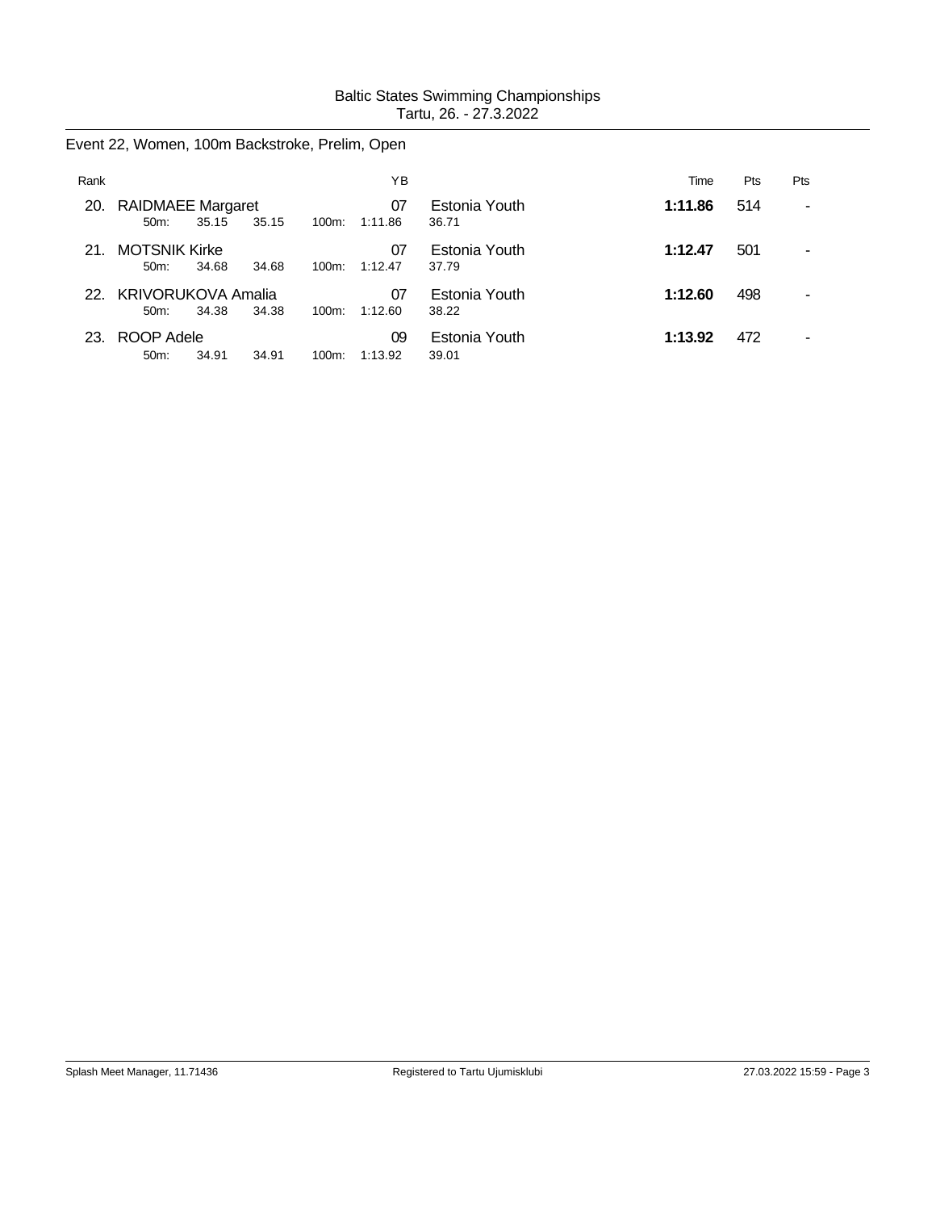Baltic States Swimming Championships
Tartu, 26. - 27.3.2022

## Event 22, Women, 100m Backstroke, Prelim, Open

| Rank | | YB | | Time | Pts | Pts |
|---|---|---|---|---|---|---|
| 20. | RAIDMAEE Margaret | 07 | Estonia Youth | **1:11.86** | 514 | - |
| | 50m: 35.15 35.15 100m: 1:11.86 36.71 | | | | | |
| 21. | MOTSNIK Kirke | 07 | Estonia Youth | **1:12.47** | 501 | - |
| | 50m: 34.68 34.68 100m: 1:12.47 37.79 | | | | | |
| 22. | KRIVORUKOVA Amalia | 07 | Estonia Youth | **1:12.60** | 498 | - |
| | 50m: 34.38 34.38 100m: 1:12.60 38.22 | | | | | |
| 23. | ROOP Adele | 09 | Estonia Youth | **1:13.92** | 472 | - |
| | 50m: 34.91 34.91 100m: 1:13.92 39.01 | | | | | |

Splash Meet Manager, 11.71436 Registered to Tartu Ujumisklubi 27.03.2022 15:59